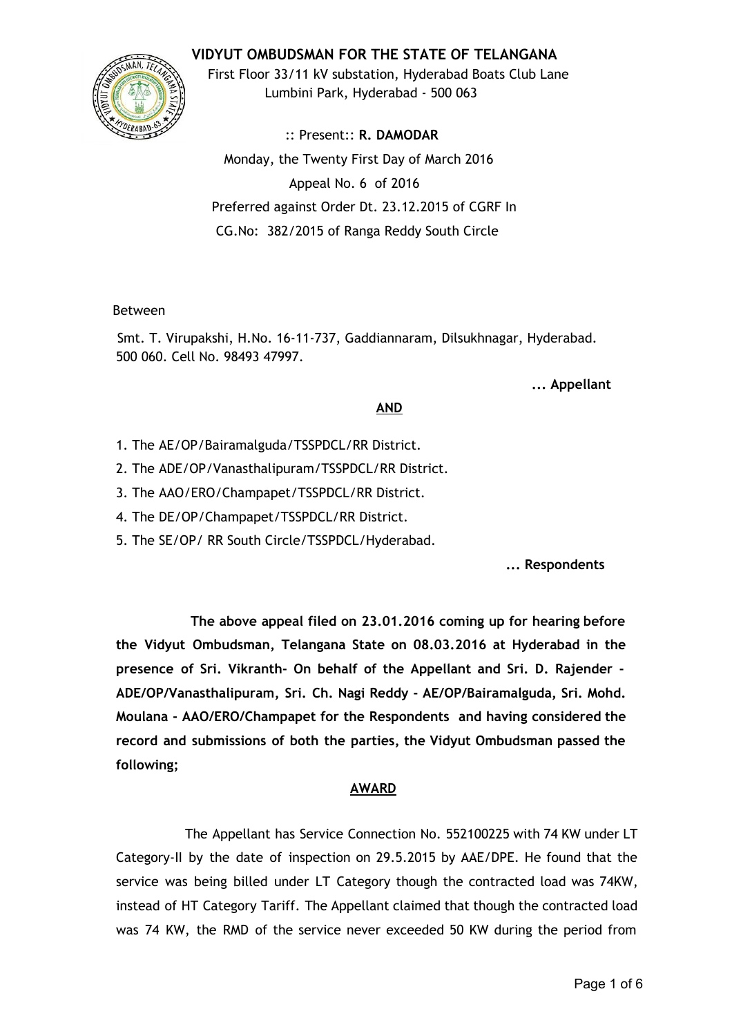# VIDYUT OMBUDSMAN FOR THE STATE OF TELANGANA

First Floor 33/11 kV substation, Hyderabad Boats Club Lane
Lumbini Park, Hyderabad - 500 063

:: Present:: **R. DAMODAR**

Monday, the Twenty First Day of March 2016

Appeal No. 6 of 2016

Preferred against Order Dt. 23.12.2015 of CGRF In
CG.No: 382/2015 of Ranga Reddy South Circle

Between

Smt. T. Virupakshi, H.No. 16-11-737, Gaddiannaram, Dilsukhnagar, Hyderabad. 500 060. Cell No. 98493 47997.

**... Appellant**

**AND**

1. The AE/OP/Bairamalguda/TSSPDCL/RR District.
2. The ADE/OP/Vanasthalipuram/TSSPDCL/RR District.
3. The AAO/ERO/Champapet/TSSPDCL/RR District.
4. The DE/OP/Champapet/TSSPDCL/RR District.
5. The SE/OP/ RR South Circle/TSSPDCL/Hyderabad.

**... Respondents**

**The above appeal filed on 23.01.2016 coming up for hearing before the Vidyut Ombudsman, Telangana State on 08.03.2016 at Hyderabad in the presence of Sri. Vikranth- On behalf of the Appellant and Sri. D. Rajender - ADE/OP/Vanasthalipuram, Sri. Ch. Nagi Reddy - AE/OP/Bairamalguda, Sri. Mohd. Moulana - AAO/ERO/Champapet for the Respondents and having considered the record and submissions of both the parties, the Vidyut Ombudsman passed the following;**

**AWARD**

The Appellant has Service Connection No. 552100225 with 74 KW under LT Category-II by the date of inspection on 29.5.2015 by AAE/DPE. He found that the service was being billed under LT Category though the contracted load was 74KW, instead of HT Category Tariff. The Appellant claimed that though the contracted load was 74 KW, the RMD of the service never exceeded 50 KW during the period from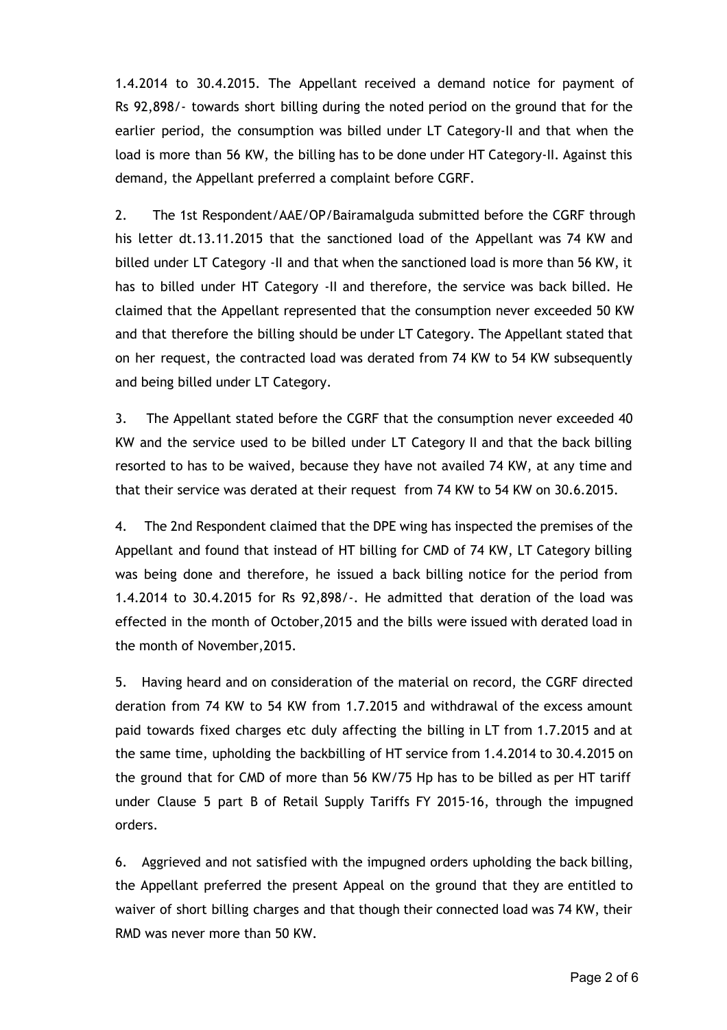1.4.2014 to 30.4.2015. The Appellant received a demand notice for payment of Rs 92,898/- towards short billing during the noted period on the ground that for the earlier period, the consumption was billed under LT Category-II and that when the load is more than 56 KW, the billing has to be done under HT Category-II. Against this demand, the Appellant preferred a complaint before CGRF.

2. The 1st Respondent/AAE/OP/Bairamalguda submitted before the CGRF through his letter dt.13.11.2015 that the sanctioned load of the Appellant was 74 KW and billed under LT Category -II and that when the sanctioned load is more than 56 KW, it has to billed under HT Category -II and therefore, the service was back billed. He claimed that the Appellant represented that the consumption never exceeded 50 KW and that therefore the billing should be under LT Category. The Appellant stated that on her request, the contracted load was derated from 74 KW to 54 KW subsequently and being billed under LT Category.

3. The Appellant stated before the CGRF that the consumption never exceeded 40 KW and the service used to be billed under LT Category II and that the back billing resorted to has to be waived, because they have not availed 74 KW, at any time and that their service was derated at their request from 74 KW to 54 KW on 30.6.2015.

4. The 2nd Respondent claimed that the DPE wing has inspected the premises of the Appellant and found that instead of HT billing for CMD of 74 KW, LT Category billing was being done and therefore, he issued a back billing notice for the period from 1.4.2014 to 30.4.2015 for Rs 92,898/-. He admitted that deration of the load was effected in the month of October,2015 and the bills were issued with derated load in the month of November,2015.

5. Having heard and on consideration of the material on record, the CGRF directed deration from 74 KW to 54 KW from 1.7.2015 and withdrawal of the excess amount paid towards fixed charges etc duly affecting the billing in LT from 1.7.2015 and at the same time, upholding the backbilling of HT service from 1.4.2014 to 30.4.2015 on the ground that for CMD of more than 56 KW/75 Hp has to be billed as per HT tariff under Clause 5 part B of Retail Supply Tariffs FY 2015-16, through the impugned orders.

6. Aggrieved and not satisfied with the impugned orders upholding the back billing, the Appellant preferred the present Appeal on the ground that they are entitled to waiver of short billing charges and that though their connected load was 74 KW, their RMD was never more than 50 KW.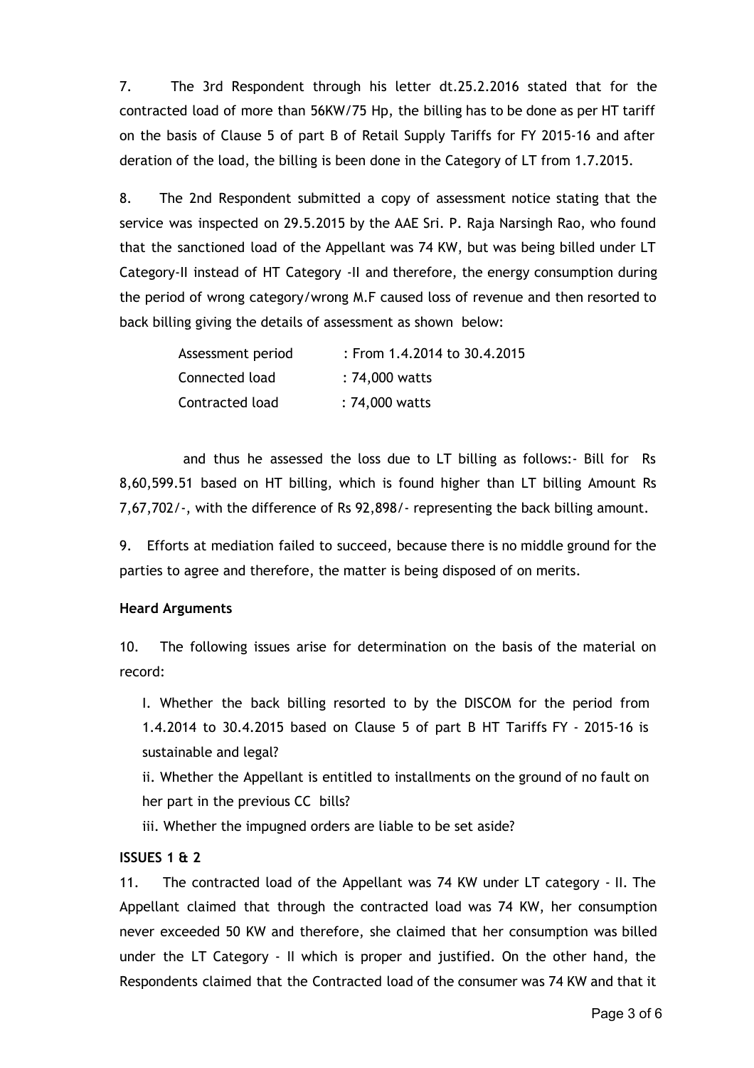7. The 3rd Respondent through his letter dt.25.2.2016 stated that for the contracted load of more than 56KW/75 Hp, the billing has to be done as per HT tariff on the basis of Clause 5 of part B of Retail Supply Tariffs for FY 2015-16 and after deration of the load, the billing is been done in the Category of LT from 1.7.2015.

8. The 2nd Respondent submitted a copy of assessment notice stating that the service was inspected on 29.5.2015 by the AAE Sri. P. Raja Narsingh Rao, who found that the sanctioned load of the Appellant was 74 KW, but was being billed under LT Category-II instead of HT Category -II and therefore, the energy consumption during the period of wrong category/wrong M.F caused loss of revenue and then resorted to back billing giving the details of assessment as shown below:

| | |
|---|---|
| Assessment period | : From 1.4.2014 to 30.4.2015 |
| Connected load | : 74,000 watts |
| Contracted load | : 74,000 watts |

and thus he assessed the loss due to LT billing as follows:- Bill for Rs 8,60,599.51 based on HT billing, which is found higher than LT billing Amount Rs 7,67,702/-, with the difference of Rs 92,898/- representing the back billing amount.

9. Efforts at mediation failed to succeed, because there is no middle ground for the parties to agree and therefore, the matter is being disposed of on merits.

**Heard Arguments**

10. The following issues arise for determination on the basis of the material on record:

I. Whether the back billing resorted to by the DISCOM for the period from 1.4.2014 to 30.4.2015 based on Clause 5 of part B HT Tariffs FY - 2015-16 is sustainable and legal?

ii. Whether the Appellant is entitled to installments on the ground of no fault on her part in the previous CC bills?

iii. Whether the impugned orders are liable to be set aside?

**ISSUES 1 & 2**

11. The contracted load of the Appellant was 74 KW under LT category - II. The Appellant claimed that through the contracted load was 74 KW, her consumption never exceeded 50 KW and therefore, she claimed that her consumption was billed under the LT Category - II which is proper and justified. On the other hand, the Respondents claimed that the Contracted load of the consumer was 74 KW and that it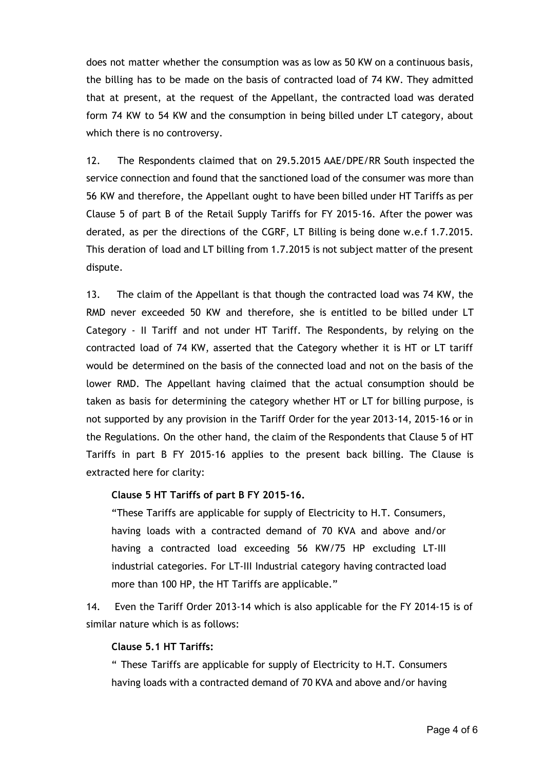does not matter whether the consumption was as low as 50 KW on a continuous basis, the billing has to be made on the basis of contracted load of 74 KW. They admitted that at present, at the request of the Appellant, the contracted load was derated form 74 KW to 54 KW and the consumption in being billed under LT category, about which there is no controversy.

12. The Respondents claimed that on 29.5.2015 AAE/DPE/RR South inspected the service connection and found that the sanctioned load of the consumer was more than 56 KW and therefore, the Appellant ought to have been billed under HT Tariffs as per Clause 5 of part B of the Retail Supply Tariffs for FY 2015-16. After the power was derated, as per the directions of the CGRF, LT Billing is being done w.e.f 1.7.2015. This deration of load and LT billing from 1.7.2015 is not subject matter of the present dispute.

13. The claim of the Appellant is that though the contracted load was 74 KW, the RMD never exceeded 50 KW and therefore, she is entitled to be billed under LT Category - II Tariff and not under HT Tariff. The Respondents, by relying on the contracted load of 74 KW, asserted that the Category whether it is HT or LT tariff would be determined on the basis of the connected load and not on the basis of the lower RMD. The Appellant having claimed that the actual consumption should be taken as basis for determining the category whether HT or LT for billing purpose, is not supported by any provision in the Tariff Order for the year 2013-14, 2015-16 or in the Regulations. On the other hand, the claim of the Respondents that Clause 5 of HT Tariffs in part B FY 2015-16 applies to the present back billing. The Clause is extracted here for clarity:

> **Clause 5 HT Tariffs of part B FY 2015-16.**
>
> "These Tariffs are applicable for supply of Electricity to H.T. Consumers, having loads with a contracted demand of 70 KVA and above and/or having a contracted load exceeding 56 KW/75 HP excluding LT-III industrial categories. For LT-III Industrial category having contracted load more than 100 HP, the HT Tariffs are applicable."

14. Even the Tariff Order 2013-14 which is also applicable for the FY 2014-15 is of similar nature which is as follows:

> **Clause 5.1 HT Tariffs:**
>
> " These Tariffs are applicable for supply of Electricity to H.T. Consumers having loads with a contracted demand of 70 KVA and above and/or having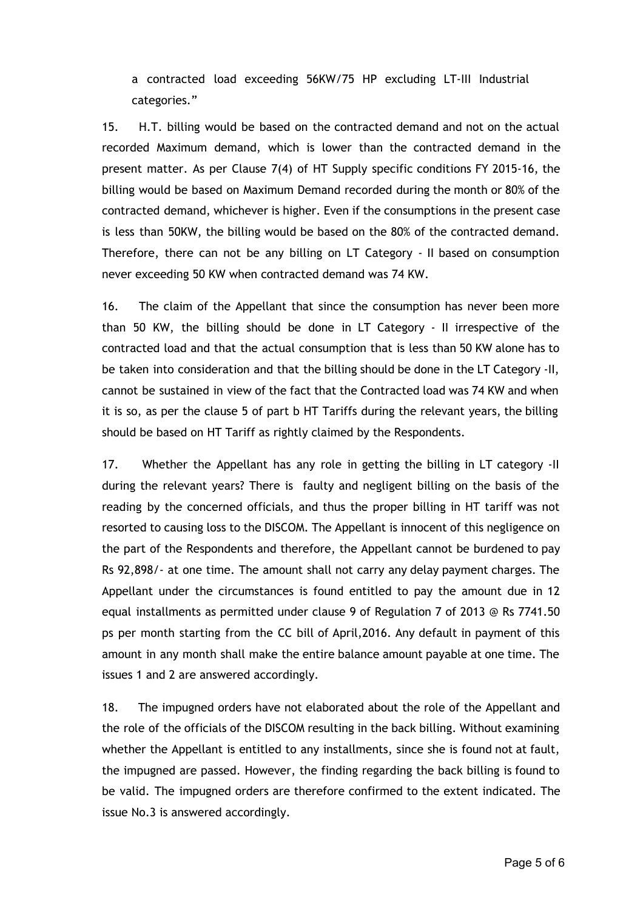a contracted load exceeding 56KW/75 HP excluding LT-III Industrial categories."

15. H.T. billing would be based on the contracted demand and not on the actual recorded Maximum demand, which is lower than the contracted demand in the present matter. As per Clause 7(4) of HT Supply specific conditions FY 2015-16, the billing would be based on Maximum Demand recorded during the month or 80% of the contracted demand, whichever is higher. Even if the consumptions in the present case is less than 50KW, the billing would be based on the 80% of the contracted demand. Therefore, there can not be any billing on LT Category - II based on consumption never exceeding 50 KW when contracted demand was 74 KW.

16. The claim of the Appellant that since the consumption has never been more than 50 KW, the billing should be done in LT Category - II irrespective of the contracted load and that the actual consumption that is less than 50 KW alone has to be taken into consideration and that the billing should be done in the LT Category -II, cannot be sustained in view of the fact that the Contracted load was 74 KW and when it is so, as per the clause 5 of part b HT Tariffs during the relevant years, the billing should be based on HT Tariff as rightly claimed by the Respondents.

17. Whether the Appellant has any role in getting the billing in LT category -II during the relevant years? There is faulty and negligent billing on the basis of the reading by the concerned officials, and thus the proper billing in HT tariff was not resorted to causing loss to the DISCOM. The Appellant is innocent of this negligence on the part of the Respondents and therefore, the Appellant cannot be burdened to pay Rs 92,898/- at one time. The amount shall not carry any delay payment charges. The Appellant under the circumstances is found entitled to pay the amount due in 12 equal installments as permitted under clause 9 of Regulation 7 of 2013 @ Rs 7741.50 ps per month starting from the CC bill of April,2016. Any default in payment of this amount in any month shall make the entire balance amount payable at one time. The issues 1 and 2 are answered accordingly.

18. The impugned orders have not elaborated about the role of the Appellant and the role of the officials of the DISCOM resulting in the back billing. Without examining whether the Appellant is entitled to any installments, since she is found not at fault, the impugned are passed. However, the finding regarding the back billing is found to be valid. The impugned orders are therefore confirmed to the extent indicated. The issue No.3 is answered accordingly.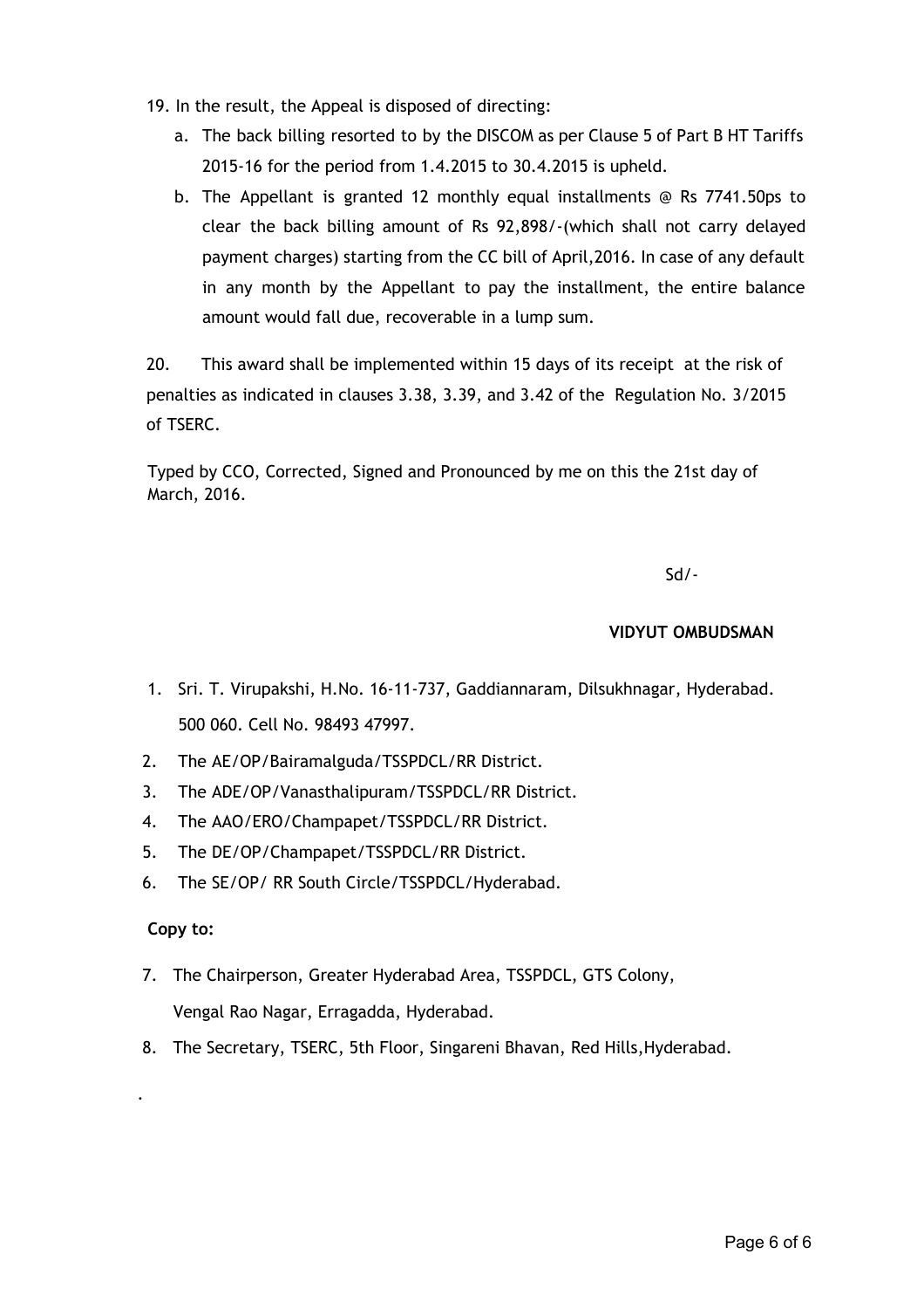19. In the result, the Appeal is disposed of directing:

   a. The back billing resorted to by the DISCOM as per Clause 5 of Part B HT Tariffs 2015-16 for the period from 1.4.2015 to 30.4.2015 is upheld.

   b. The Appellant is granted 12 monthly equal installments @ Rs 7741.50ps to clear the back billing amount of Rs 92,898/-(which shall not carry delayed payment charges) starting from the CC bill of April,2016. In case of any default in any month by the Appellant to pay the installment, the entire balance amount would fall due, recoverable in a lump sum.

20. This award shall be implemented within 15 days of its receipt at the risk of penalties as indicated in clauses 3.38, 3.39, and 3.42 of the Regulation No. 3/2015 of TSERC.

Typed by CCO, Corrected, Signed and Pronounced by me on this the 21st day of March, 2016.

Sd/-

**VIDYUT OMBUDSMAN**

1. Sri. T. Virupakshi, H.No. 16-11-737, Gaddiannaram, Dilsukhnagar, Hyderabad. 500 060. Cell No. 98493 47997.
2. The AE/OP/Bairamalguda/TSSPDCL/RR District.
3. The ADE/OP/Vanasthalipuram/TSSPDCL/RR District.
4. The AAO/ERO/Champapet/TSSPDCL/RR District.
5. The DE/OP/Champapet/TSSPDCL/RR District.
6. The SE/OP/ RR South Circle/TSSPDCL/Hyderabad.

**Copy to:**

7. The Chairperson, Greater Hyderabad Area, TSSPDCL, GTS Colony, Vengal Rao Nagar, Erragadda, Hyderabad.
8. The Secretary, TSERC, 5th Floor, Singareni Bhavan, Red Hills,Hyderabad.